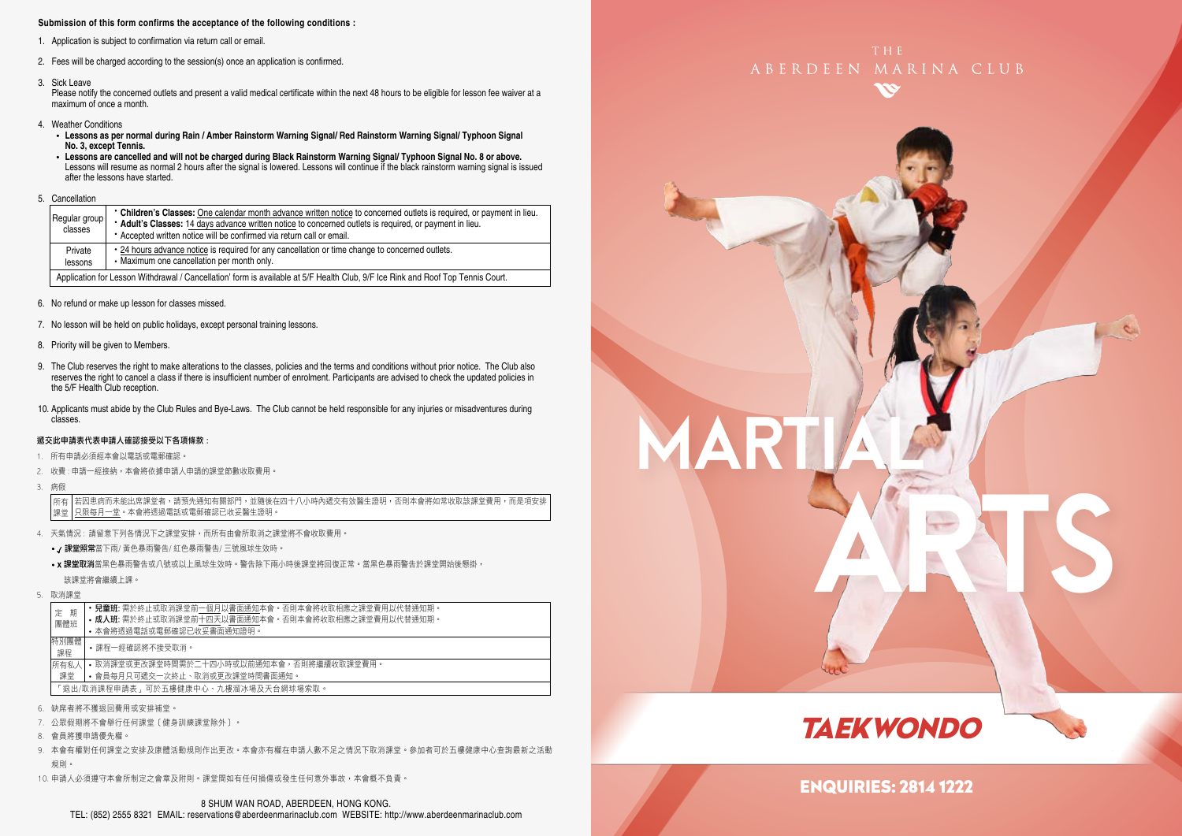**Submission of this form confirms the acceptance of the following conditions :**

1. Application is subject to confirmation via return call or email.
2. Fees will be charged according to the session(s) once an application is confirmed.
3. Sick Leave
   Please notify the concerned outlets and present a valid medical certificate within the next 48 hours to be eligible for lesson fee waiver at a maximum of once a month.
4. Weather Conditions
   - **Lessons as per normal during Rain / Amber Rainstorm Warning Signal/ Red Rainstorm Warning Signal/ Typhoon Signal No. 3, except Tennis.**
   - **Lessons are cancelled and will not be charged during Black Rainstorm Warning Signal/ Typhoon Signal No. 8 or above.** Lessons will resume as normal 2 hours after the signal is lowered. Lessons will continue if the black rainstorm warning signal is issued after the lessons have started.
5. Cancellation

| | |
|---|---|
| Regular group classes | • **Children's Classes:** One calendar month advance written notice to concerned outlets is required, or payment in lieu.<br>• **Adult's Classes:** 14 days advance written notice to concerned outlets is required, or payment in lieu.<br>• Accepted written notice will be confirmed via return call or email. |
| Private lessons | • 24 hours advance notice is required for any cancellation or time change to concerned outlets.<br>• Maximum one cancellation per month only. |
| Application for Lesson Withdrawal / Cancellation' form is available at 5/F Health Club, 9/F Ice Rink and Roof Top Tennis Court. | |

6. No refund or make up lesson for classes missed.
7. No lesson will be held on public holidays, except personal training lessons.
8. Priority will be given to Members.
9. The Club reserves the right to make alterations to the classes, policies and the terms and conditions without prior notice. The Club also reserves the right to cancel a class if there is insufficient number of enrolment. Participants are advised to check the updated policies in the 5/F Health Club reception.
10. Applicants must abide by the Club Rules and Bye-Laws. The Club cannot be held responsible for any injuries or misadventures during classes.

**遞交此申請表代表申請人確認接受以下各項條款：**

1. 所有申請必須經本會以電話或電郵確認。
2. 收費：申請一經接納，本會將依據申請人申請的課堂節數收取費用。
3. 病假

| | |
|---|---|
| 所有課堂 | 若因患病而未能出席課堂者，請預先通知有關部門，並隨後在四十八小時內遞交有效醫生證明，否則本會將如常收取該課堂費用，而是項安排只限每月一堂。本會將透過電話或電郵確認已收妥醫生證明。 |

4. 天氣情況：請留意下列各情況下之課堂安排，而所有由會所取消之課堂將不會收取費用。
   - ✓ **課堂照常**當下雨/ 黃色暴雨警告/ 紅色暴雨警告/ 三號風球生效時。
   - x **課堂取消**當黑色暴雨警告或八號或以上風球生效時。警告除下兩小時後課堂將回復正常。當黑色暴雨警告於課堂開始後懸掛，該課堂將會繼續上課。
5. 取消課堂

| | |
|---|---|
| 定期團體班 | • **兒童班:** 需於終止或取消課堂前一個月以書面通知本會。否則本會將收取相應之課堂費用以代替通知期。<br>• **成人班:** 需於終止或取消課堂前十四天以書面通知本會。否則本會將收取相應之課堂費用以代替通知期。<br>• 本會將透過電話或電郵確認已收妥書面通知證明。 |
| 特別團體課程 | • 課程一經確認將不接受取消。 |
| 所有私人課堂 | • 取消課堂或更改課堂時間需於二十四小時或以前通知本會，否則將繼續收取課堂費用。<br>• 會員每月只可遞交一次終止、取消或更改課堂時間書面通知。 |
| 「退出/取消課程申請表」可於五樓健康中心、九樓溜冰場及天台網球場索取。 | |

6. 缺席者將不獲退回費用或安排補堂。
7. 公眾假期將不會舉行任何課堂〔健身訓練課堂除外〕。
8. 會員將獲申請優先權。
9. 本會有權對任何課堂之安排及康體活動規則作出更改。本會亦有權在申請人數不足之情況下取消課堂。參加者可於五樓健康中心查詢最新之活動規則。
10. 申請人必須遵守本會所制定之會章及附則。課堂間如有任何損傷或發生任何意外事故，本會概不負責。

8 SHUM WAN ROAD, ABERDEEN, HONG KONG.
TEL: (852) 2555 8321 EMAIL: reservations@aberdeenmarinaclub.com WEBSITE: http://www.aberdeenmarinaclub.com

THE ABERDEEN MARINA CLUB

# MARTIAL ARTS

## TAEKWONDO

**ENQUIRIES: 2814 1222**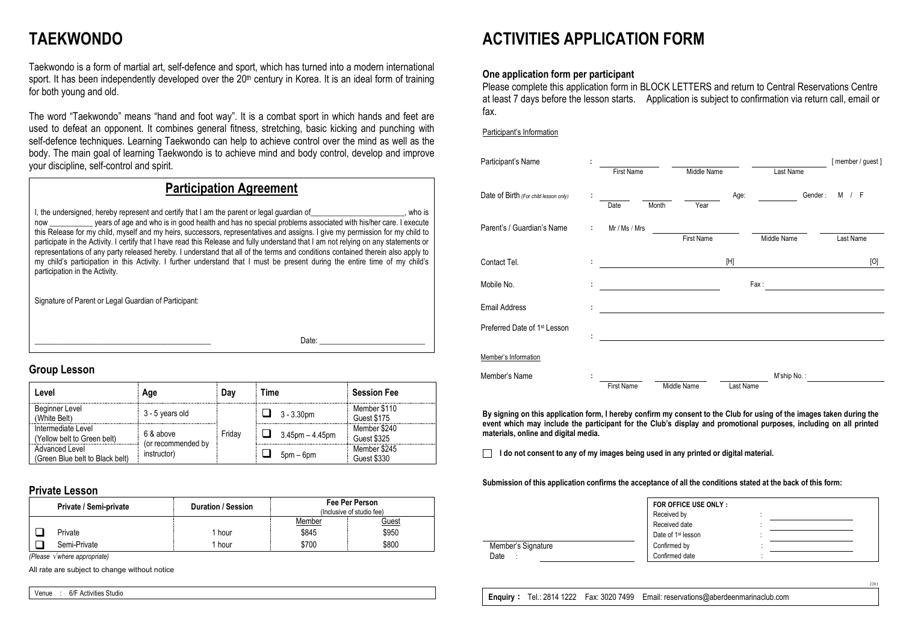# TAEKWONDO

Taekwondo is a form of martial art, self-defence and sport, which has turned into a modern international sport. It has been independently developed over the 20th century in Korea. It is an ideal form of training for both young and old.

The word "Taekwondo" means "hand and foot way". It is a combat sport in which hands and feet are used to defeat an opponent. It combines general fitness, stretching, basic kicking and punching with self-defence techniques. Learning Taekwondo can help to achieve control over the mind as well as the body. The main goal of learning Taekwondo is to achieve mind and body control, develop and improve your discipline, self-control and spirit.

## Participation Agreement

I, the undersigned, hereby represent and certify that I am the parent or legal guardian of\_\_\_\_\_\_\_\_\_\_\_\_\_\_\_\_\_\_\_\_\_\_\_, who is now \_\_\_\_\_\_\_\_\_\_ years of age and who is in good health and has no special problems associated with his/her care. I execute this Release for my child, myself and my heirs, successors, representatives and assigns. I give my permission for my child to participate in the Activity. I certify that I have read this Release and fully understand that I am not relying on any statements or representations of any party released hereby. I understand that all of the terms and conditions contained therein also apply to my child's participation in this Activity. I further understand that I must be present during the entire time of my child's participation in the Activity.

Signature of Parent or Legal Guardian of Participant:

\_\_\_\_\_\_\_\_\_\_\_\_\_\_\_\_\_\_\_\_\_\_\_\_\_\_\_\_\_\_\_\_\_\_\_\_\_\_\_\_ Date: \_\_\_\_\_\_\_\_\_\_\_\_\_\_\_\_\_\_\_\_\_\_\_\_\_

### Group Lesson

| Level | Age | Day | Time | Session Fee |
|---|---|---|---|---|
| Beginner Level (White Belt) | 3 - 5 years old | Friday | ☐ 3 - 3.30pm | Member $110 Guest $175 |
| Intermediate Level (Yellow belt to Green belt) | 6 & above (or recommended by instructor) | | ☐ 3.45pm – 4.45pm | Member $240 Guest $325 |
| Advanced Level (Green Blue belt to Black belt) | | | ☐ 5pm – 6pm | Member $245 Guest $330 |

### Private Lesson

| Private / Semi-private | Duration / Session | Fee Per Person (Inclusive of studio fee) | |
|---|---|---|---|
| | | Member | Guest |
| ☐ Private | 1 hour | $845 | $950 |
| ☐ Semi-Private | 1 hour | $700 | $800 |

*(Please √ where appropriate)*

All rate are subject to change without notice

Venue : 6/F Activities Studio

# ACTIVITIES APPLICATION FORM

**One application form per participant**

Please complete this application form in BLOCK LETTERS and return to Central Reservations Centre at least 7 days before the lesson starts. Application is subject to confirmation via return call, email or fax.

Participant's Information

Participant's Name : \_\_\_\_\_\_\_\_ First Name \_\_\_\_\_\_\_\_ Middle Name \_\_\_\_\_\_\_\_ Last Name [ member / guest ]

Date of Birth *(For child lesson only)* : \_\_\_\_ Date \_\_\_\_ Month \_\_\_\_ Year Age: \_\_\_\_\_\_ Gender : M / F

Parent's / Guardian's Name : Mr / Ms / Mrs \_\_\_\_\_\_\_\_ First Name \_\_\_\_\_\_\_\_ Middle Name \_\_\_\_\_\_\_\_ Last Name

Contact Tel. : \_\_\_\_\_\_\_\_\_\_\_\_\_\_\_\_ [H] \_\_\_\_\_\_\_\_\_\_\_\_\_\_\_\_ [O]

Mobile No. : \_\_\_\_\_\_\_\_\_\_\_\_\_\_\_\_ Fax : \_\_\_\_\_\_\_\_\_\_\_\_\_\_\_\_

Email Address : \_\_\_\_\_\_\_\_\_\_\_\_\_\_\_\_\_\_\_\_\_\_\_\_\_\_\_\_\_\_\_\_

Preferred Date of 1st Lesson : \_\_\_\_\_\_\_\_\_\_\_\_\_\_\_\_\_\_\_\_\_\_\_\_\_\_\_\_\_\_\_\_

Member's Information

Member's Name : \_\_\_\_\_\_\_\_ First Name \_\_\_\_\_\_\_\_ Middle Name \_\_\_\_\_\_\_\_ Last Name M'ship No. : \_\_\_\_\_\_\_\_

**By signing on this application form, I hereby confirm my consent to the Club for using of the images taken during the event which may include the participant for the Club's display and promotional purposes, including on all printed materials, online and digital media.**

☐ **I do not consent to any of my images being used in any printed or digital material.**

**Submission of this application confirms the acceptance of all the conditions stated at the back of this form:**

\_\_\_\_\_\_\_\_\_\_\_\_\_\_\_\_\_\_\_\_\_\_\_\_

Member's Signature

Date : \_\_\_\_\_\_\_\_\_\_\_\_\_\_\_\_

| FOR OFFICE USE ONLY : | |
|---|---|
| Received by | : |
| Received date | : |
| Date of 1st lesson | : |
| Confirmed by | : |
| Confirmed date | : |

2201

**Enquiry :** Tel.: 2814 1222 Fax: 3020 7499 Email: reservations@aberdeenmarinaclub.com